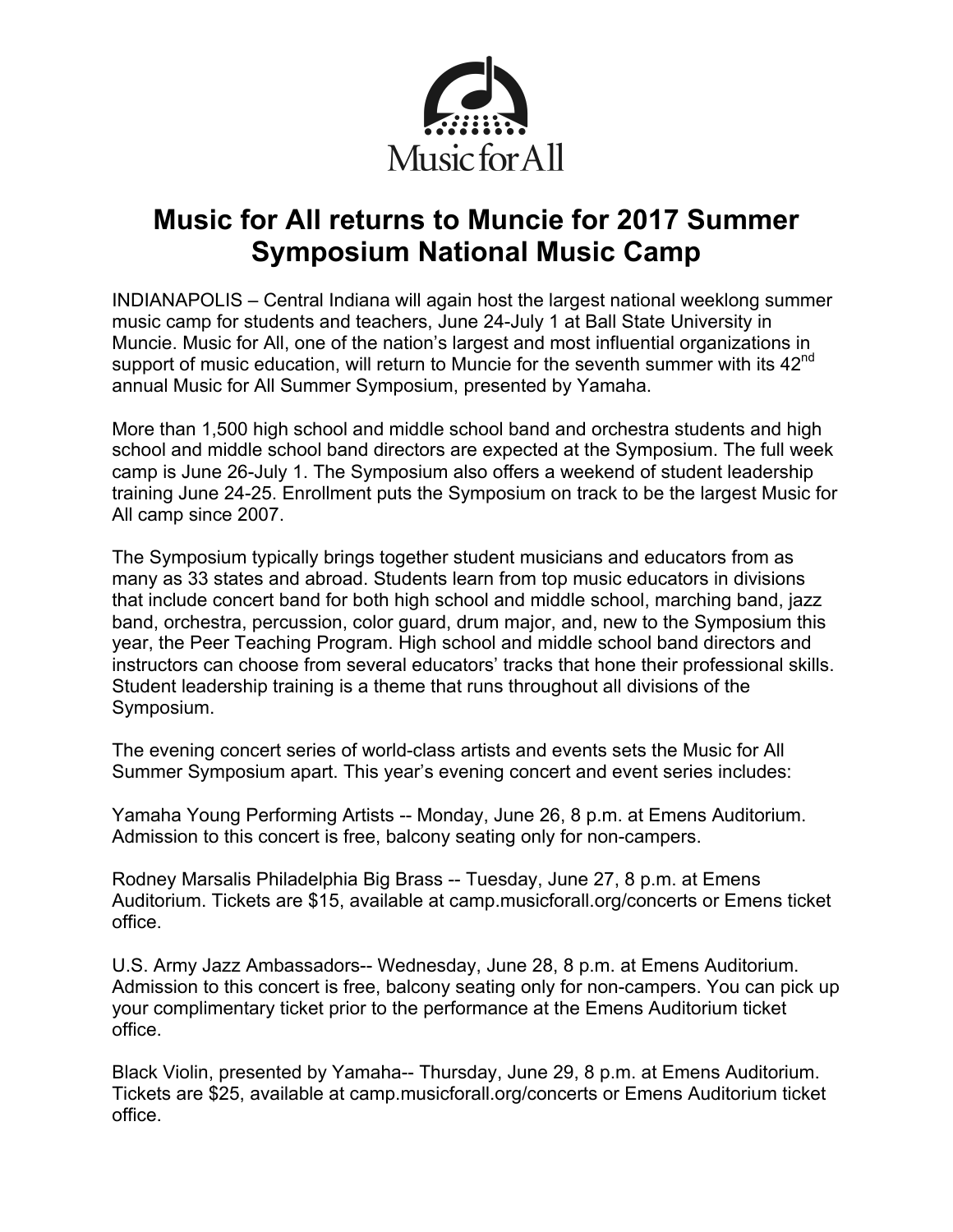Music for All

# Music for All returns to Muncie for 2017 Summer Symposium National Music Camp

INDIANAPOLIS – Central Indiana will again host the largest national weeklong summer music camp for students and teachers, June 24-July 1 at Ball State University in Muncie. Music for All, one of the nation's largest and most influential organizations in support of music education, will return to Muncie for the seventh summer with its 42nd annual Music for All Summer Symposium, presented by Yamaha.

More than 1,500 high school and middle school band and orchestra students and high school and middle school band directors are expected at the Symposium. The full week camp is June 26-July 1. The Symposium also offers a weekend of student leadership training June 24-25. Enrollment puts the Symposium on track to be the largest Music for All camp since 2007.

The Symposium typically brings together student musicians and educators from as many as 33 states and abroad. Students learn from top music educators in divisions that include concert band for both high school and middle school, marching band, jazz band, orchestra, percussion, color guard, drum major, and, new to the Symposium this year, the Peer Teaching Program. High school and middle school band directors and instructors can choose from several educators' tracks that hone their professional skills. Student leadership training is a theme that runs throughout all divisions of the Symposium.

The evening concert series of world-class artists and events sets the Music for All Summer Symposium apart. This year's evening concert and event series includes:

Yamaha Young Performing Artists -- Monday, June 26, 8 p.m. at Emens Auditorium. Admission to this concert is free, balcony seating only for non-campers.

Rodney Marsalis Philadelphia Big Brass -- Tuesday, June 27, 8 p.m. at Emens Auditorium. Tickets are $15, available at camp.musicforall.org/concerts or Emens ticket office.

U.S. Army Jazz Ambassadors-- Wednesday, June 28, 8 p.m. at Emens Auditorium. Admission to this concert is free, balcony seating only for non-campers. You can pick up your complimentary ticket prior to the performance at the Emens Auditorium ticket office.

Black Violin, presented by Yamaha-- Thursday, June 29, 8 p.m. at Emens Auditorium. Tickets are $25, available at camp.musicforall.org/concerts or Emens Auditorium ticket office.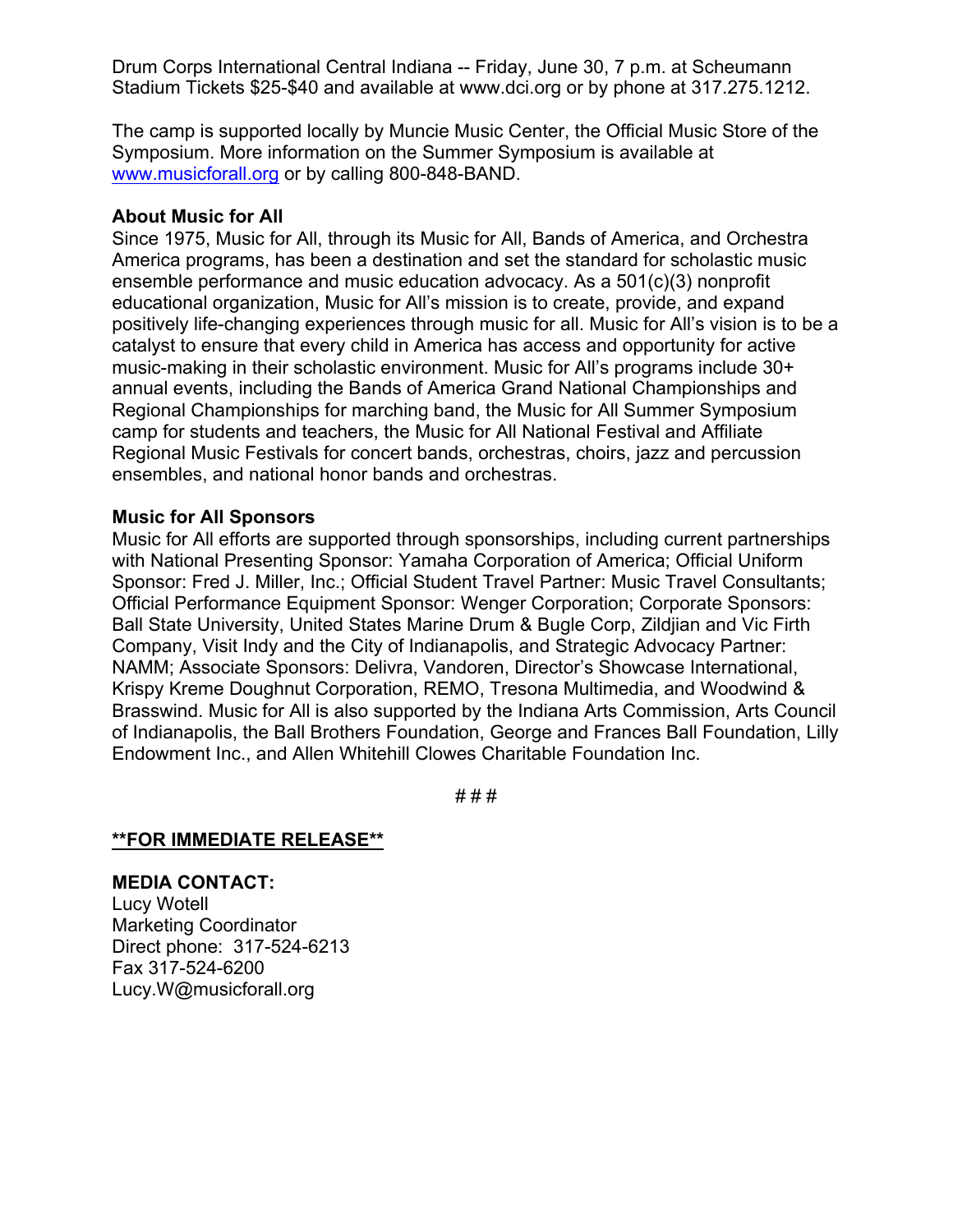Drum Corps International Central Indiana -- Friday, June 30, 7 p.m. at Scheumann Stadium Tickets $25-$40 and available at www.dci.org or by phone at 317.275.1212.

The camp is supported locally by Muncie Music Center, the Official Music Store of the Symposium. More information on the Summer Symposium is available at [www.musicforall.org](http://www.musicforall.org) or by calling 800-848-BAND.

**About Music for All**

Since 1975, Music for All, through its Music for All, Bands of America, and Orchestra America programs, has been a destination and set the standard for scholastic music ensemble performance and music education advocacy. As a 501(c)(3) nonprofit educational organization, Music for All's mission is to create, provide, and expand positively life-changing experiences through music for all. Music for All's vision is to be a catalyst to ensure that every child in America has access and opportunity for active music-making in their scholastic environment. Music for All's programs include 30+ annual events, including the Bands of America Grand National Championships and Regional Championships for marching band, the Music for All Summer Symposium camp for students and teachers, the Music for All National Festival and Affiliate Regional Music Festivals for concert bands, orchestras, choirs, jazz and percussion ensembles, and national honor bands and orchestras.

**Music for All Sponsors**

Music for All efforts are supported through sponsorships, including current partnerships with National Presenting Sponsor: Yamaha Corporation of America; Official Uniform Sponsor: Fred J. Miller, Inc.; Official Student Travel Partner: Music Travel Consultants; Official Performance Equipment Sponsor: Wenger Corporation; Corporate Sponsors: Ball State University, United States Marine Drum & Bugle Corp, Zildjian and Vic Firth Company, Visit Indy and the City of Indianapolis, and Strategic Advocacy Partner: NAMM; Associate Sponsors: Delivra, Vandoren, Director's Showcase International, Krispy Kreme Doughnut Corporation, REMO, Tresona Multimedia, and Woodwind & Brasswind. Music for All is also supported by the Indiana Arts Commission, Arts Council of Indianapolis, the Ball Brothers Foundation, George and Frances Ball Foundation, Lilly Endowment Inc., and Allen Whitehill Clowes Charitable Foundation Inc.

# # #

**<u>**FOR IMMEDIATE RELEASE**</u>**

**MEDIA CONTACT:**
Lucy Wotell
Marketing Coordinator
Direct phone: 317-524-6213
Fax 317-524-6200
Lucy.W@musicforall.org